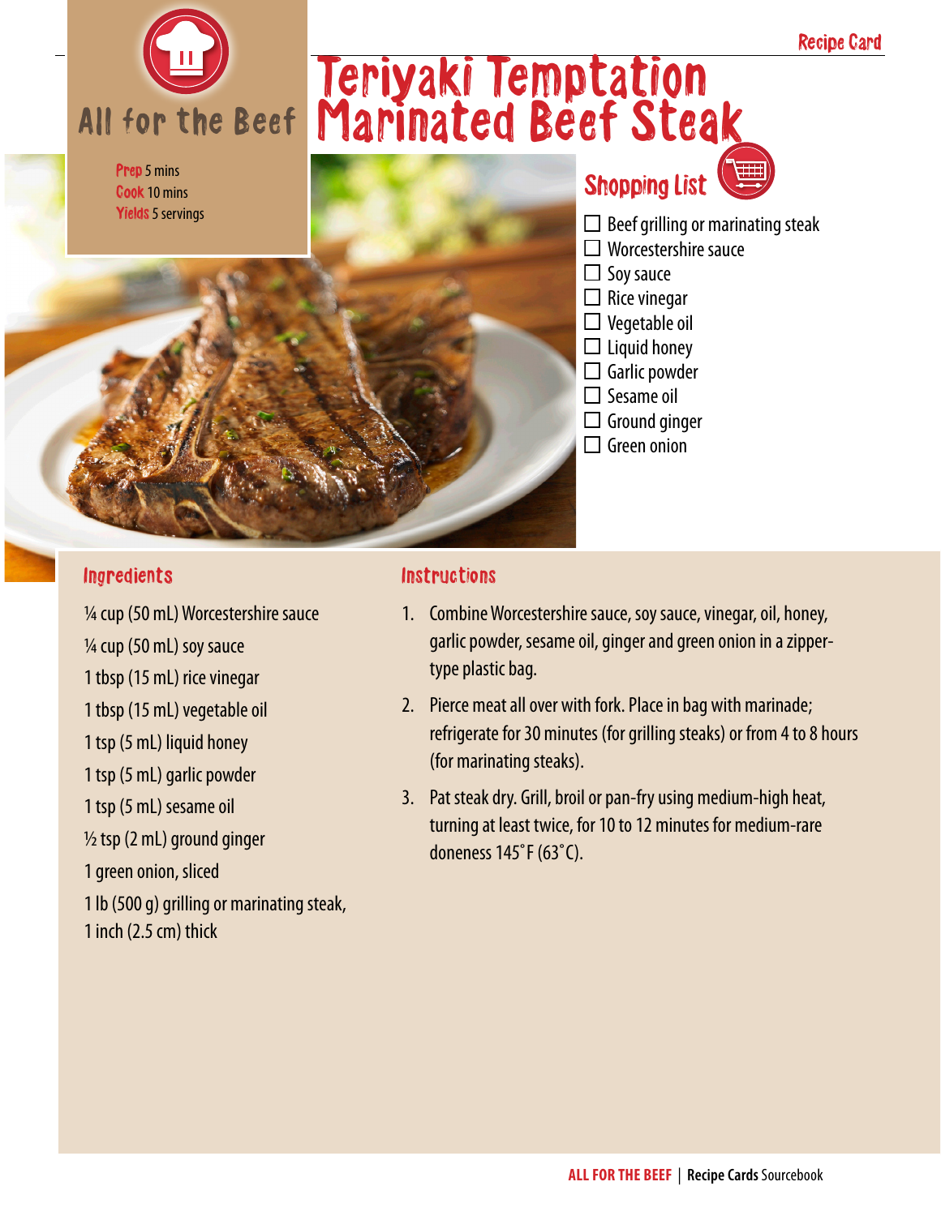Recipe Card

All for the Beef

# Teriyaki Temptation Marinated Beef Steak

**Prep** 5 mins
**Cook** 10 mins
**Yields** 5 servings

## Shopping List

- ☐ Beef grilling or marinating steak
- ☐ Worcestershire sauce
- ☐ Soy sauce
- ☐ Rice vinegar
- ☐ Vegetable oil
- ☐ Liquid honey
- ☐ Garlic powder
- ☐ Sesame oil
- ☐ Ground ginger
- ☐ Green onion

## Ingredients

¼ cup (50 mL) Worcestershire sauce
¼ cup (50 mL) soy sauce
1 tbsp (15 mL) rice vinegar
1 tbsp (15 mL) vegetable oil
1 tsp (5 mL) liquid honey
1 tsp (5 mL) garlic powder
1 tsp (5 mL) sesame oil
½ tsp (2 mL) ground ginger
1 green onion, sliced
1 lb (500 g) grilling or marinating steak, 1 inch (2.5 cm) thick

## Instructions

1. Combine Worcestershire sauce, soy sauce, vinegar, oil, honey, garlic powder, sesame oil, ginger and green onion in a zipper-type plastic bag.
2. Pierce meat all over with fork. Place in bag with marinade; refrigerate for 30 minutes (for grilling steaks) or from 4 to 8 hours (for marinating steaks).
3. Pat steak dry. Grill, broil or pan-fry using medium-high heat, turning at least twice, for 10 to 12 minutes for medium-rare doneness 145˚F (63˚C).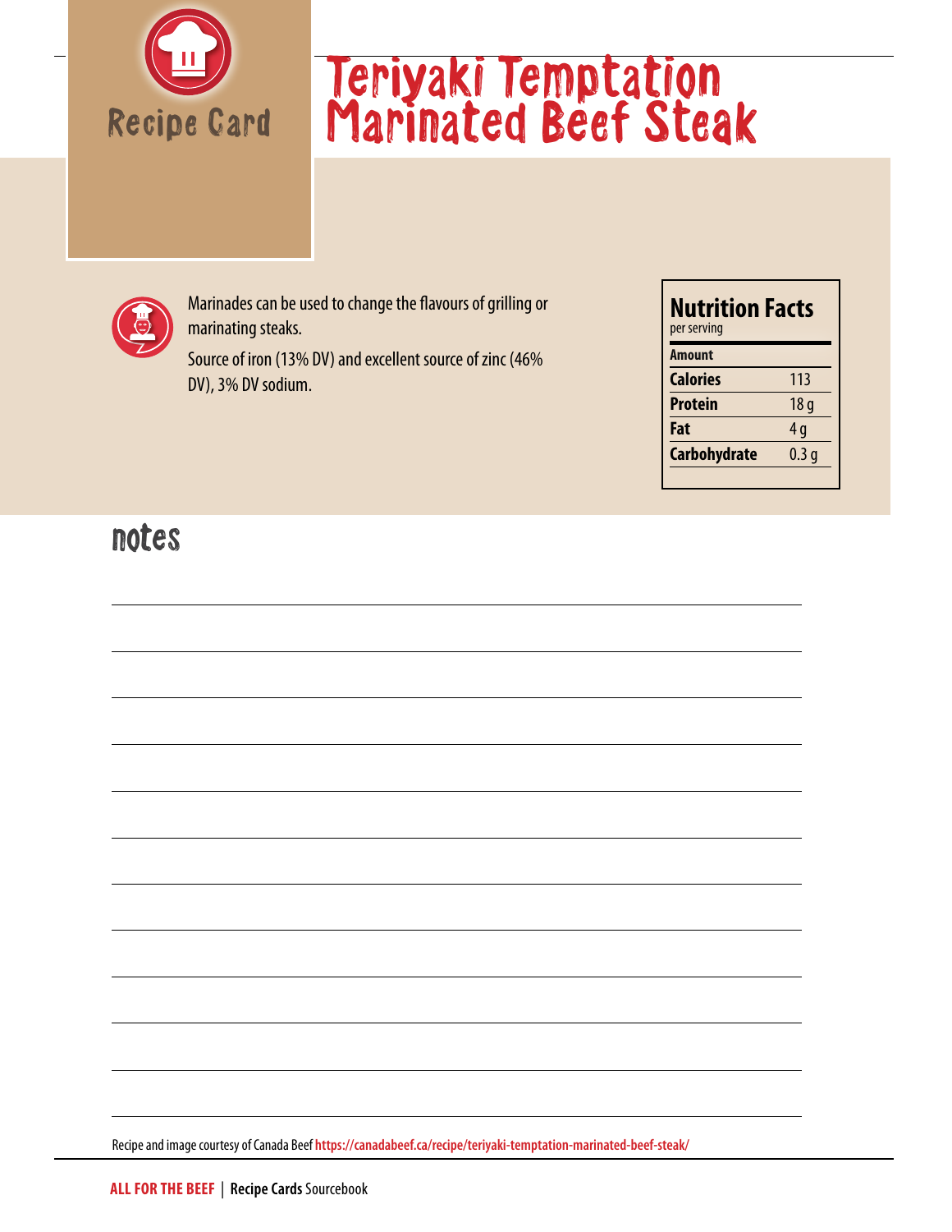Recipe Card

# Teriyaki Temptation Marinated Beef Steak

Marinades can be used to change the flavours of grilling or marinating steaks.

Source of iron (13% DV) and excellent source of zinc (46% DV), 3% DV sodium.

**Nutrition Facts**
per serving

| **Amount** | |
|---|---|
| **Calories** | 113 |
| **Protein** | 18 g |
| **Fat** | 4 g |
| **Carbohydrate** | 0.3 g |

## notes

Recipe and image courtesy of Canada Beef https://canadabeef.ca/recipe/teriyaki-temptation-marinated-beef-steak/